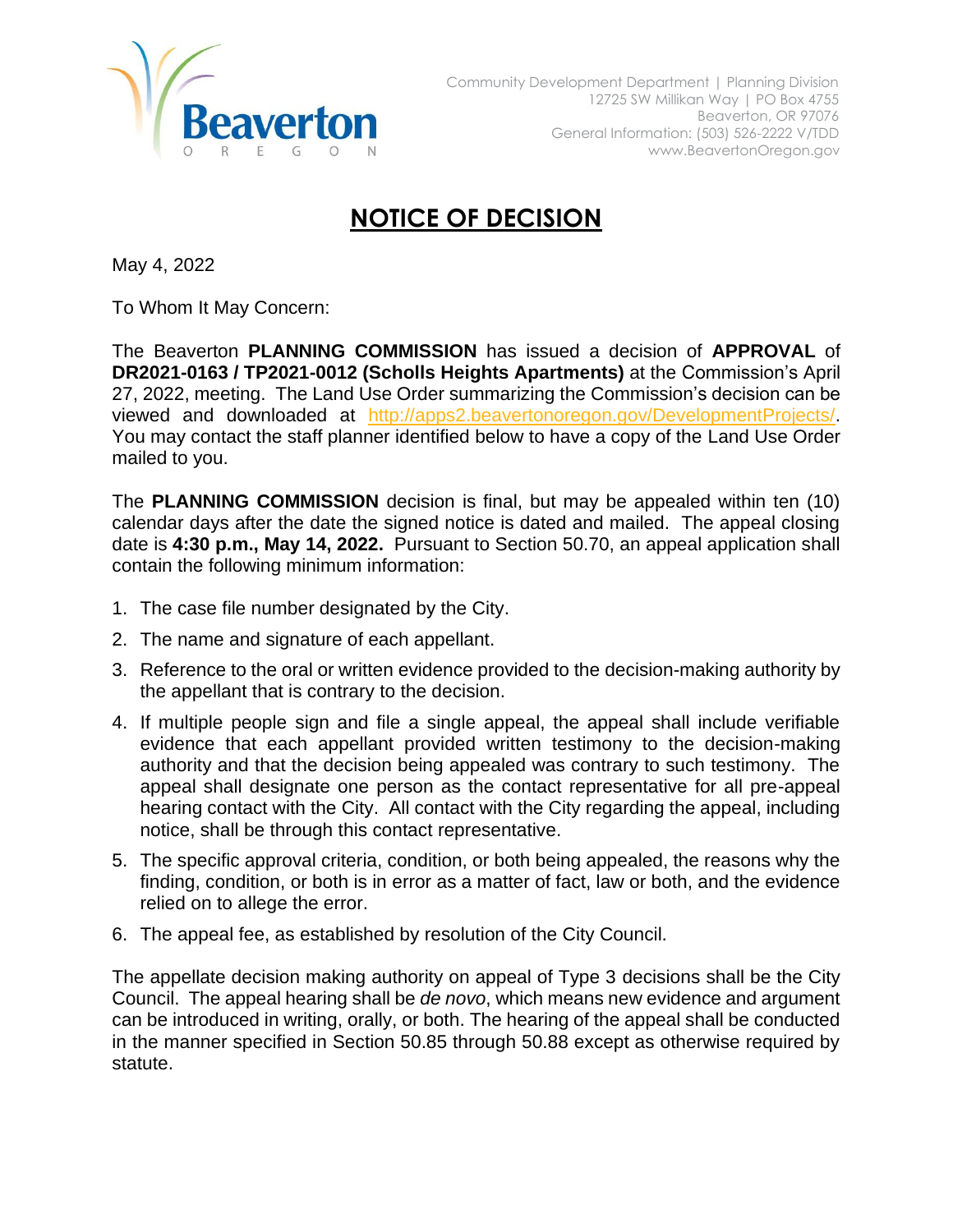Beaverton OREGON

Community Development Department | Planning Division
12725 SW Millikan Way | PO Box 4755
Beaverton, OR 97076
General Information: (503) 526-2222 V/TDD
www.BeavertonOregon.gov

# NOTICE OF DECISION

May 4, 2022

To Whom It May Concern:

The Beaverton **PLANNING COMMISSION** has issued a decision of **APPROVAL** of **DR2021-0163 / TP2021-0012 (Scholls Heights Apartments)** at the Commission's April 27, 2022, meeting. The Land Use Order summarizing the Commission's decision can be viewed and downloaded at http://apps2.beavertonoregon.gov/DevelopmentProjects/. You may contact the staff planner identified below to have a copy of the Land Use Order mailed to you.

The **PLANNING COMMISSION** decision is final, but may be appealed within ten (10) calendar days after the date the signed notice is dated and mailed. The appeal closing date is **4:30 p.m., May 14, 2022.** Pursuant to Section 50.70, an appeal application shall contain the following minimum information:

1. The case file number designated by the City.
2. The name and signature of each appellant.
3. Reference to the oral or written evidence provided to the decision-making authority by the appellant that is contrary to the decision.
4. If multiple people sign and file a single appeal, the appeal shall include verifiable evidence that each appellant provided written testimony to the decision-making authority and that the decision being appealed was contrary to such testimony. The appeal shall designate one person as the contact representative for all pre-appeal hearing contact with the City. All contact with the City regarding the appeal, including notice, shall be through this contact representative.
5. The specific approval criteria, condition, or both being appealed, the reasons why the finding, condition, or both is in error as a matter of fact, law or both, and the evidence relied on to allege the error.
6. The appeal fee, as established by resolution of the City Council.

The appellate decision making authority on appeal of Type 3 decisions shall be the City Council. The appeal hearing shall be *de novo*, which means new evidence and argument can be introduced in writing, orally, or both. The hearing of the appeal shall be conducted in the manner specified in Section 50.85 through 50.88 except as otherwise required by statute.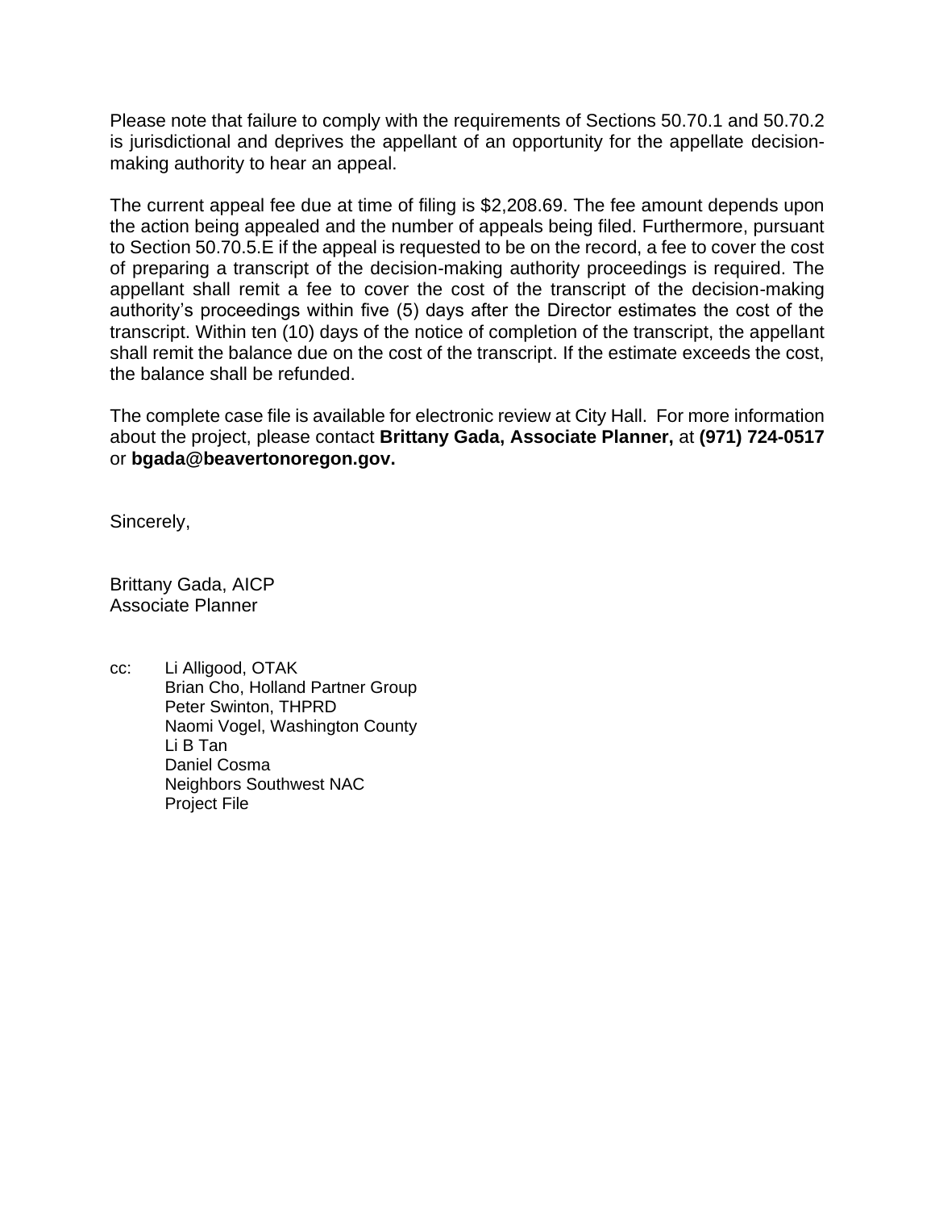Please note that failure to comply with the requirements of Sections 50.70.1 and 50.70.2 is jurisdictional and deprives the appellant of an opportunity for the appellate decision-making authority to hear an appeal.

The current appeal fee due at time of filing is $2,208.69. The fee amount depends upon the action being appealed and the number of appeals being filed. Furthermore, pursuant to Section 50.70.5.E if the appeal is requested to be on the record, a fee to cover the cost of preparing a transcript of the decision-making authority proceedings is required. The appellant shall remit a fee to cover the cost of the transcript of the decision-making authority's proceedings within five (5) days after the Director estimates the cost of the transcript. Within ten (10) days of the notice of completion of the transcript, the appellant shall remit the balance due on the cost of the transcript. If the estimate exceeds the cost, the balance shall be refunded.

The complete case file is available for electronic review at City Hall. For more information about the project, please contact **Brittany Gada, Associate Planner,** at **(971) 724-0517** or **bgada@beavertonoregon.gov.**

Sincerely,

Brittany Gada, AICP
Associate Planner

cc: Li Alligood, OTAK
Brian Cho, Holland Partner Group
Peter Swinton, THPRD
Naomi Vogel, Washington County
Li B Tan
Daniel Cosma
Neighbors Southwest NAC
Project File